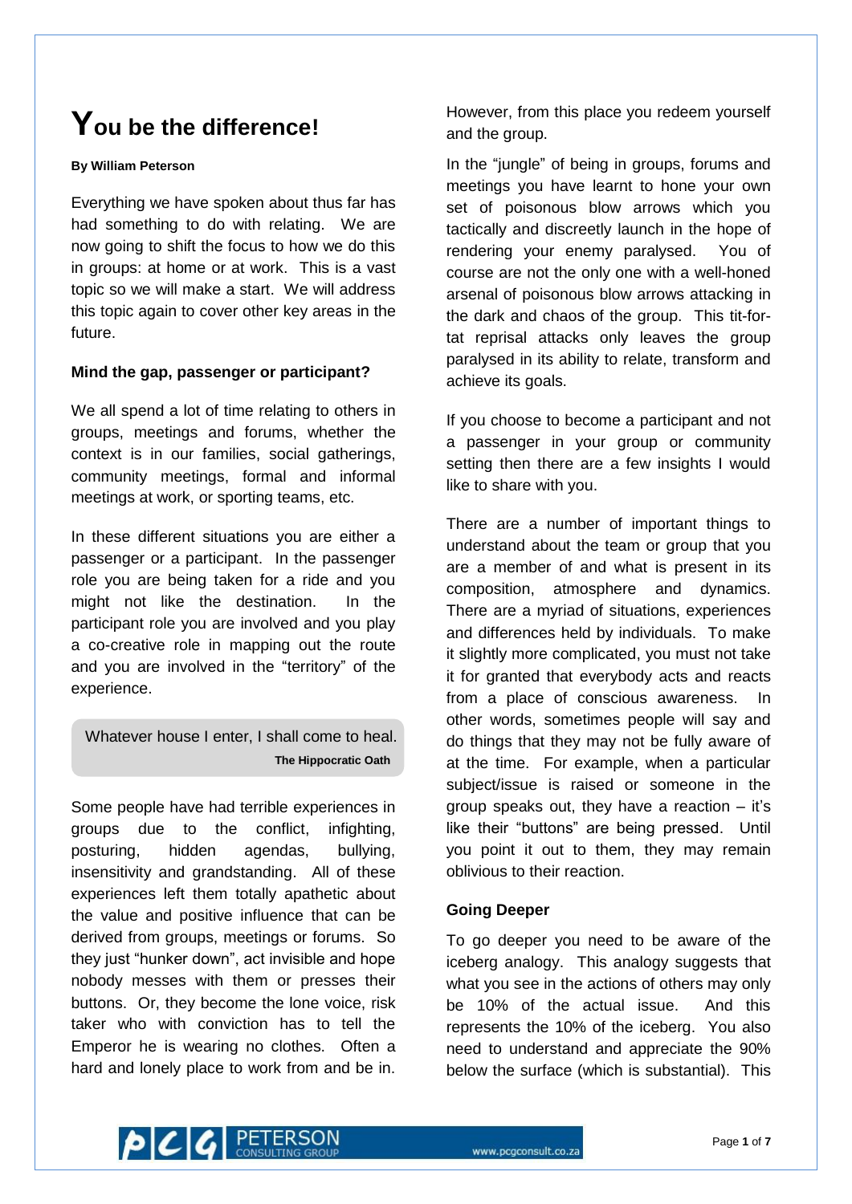# You be the difference!

**By William Peterson**

Everything we have spoken about thus far has had something to do with relating. We are now going to shift the focus to how we do this in groups: at home or at work. This is a vast topic so we will make a start. We will address this topic again to cover other key areas in the future.

### Mind the gap, passenger or participant?

We all spend a lot of time relating to others in groups, meetings and forums, whether the context is in our families, social gatherings, community meetings, formal and informal meetings at work, or sporting teams, etc.

In these different situations you are either a passenger or a participant. In the passenger role you are being taken for a ride and you might not like the destination. In the participant role you are involved and you play a co-creative role in mapping out the route and you are involved in the "territory" of the experience.

> Whatever house I enter, I shall come to heal.
> **The Hippocratic Oath**

Some people have had terrible experiences in groups due to the conflict, infighting, posturing, hidden agendas, bullying, insensitivity and grandstanding. All of these experiences left them totally apathetic about the value and positive influence that can be derived from groups, meetings or forums. So they just "hunker down", act invisible and hope nobody messes with them or presses their buttons. Or, they become the lone voice, risk taker who with conviction has to tell the Emperor he is wearing no clothes. Often a hard and lonely place to work from and be in. However, from this place you redeem yourself and the group.

In the "jungle" of being in groups, forums and meetings you have learnt to hone your own set of poisonous blow arrows which you tactically and discreetly launch in the hope of rendering your enemy paralysed. You of course are not the only one with a well-honed arsenal of poisonous blow arrows attacking in the dark and chaos of the group. This tit-for-tat reprisal attacks only leaves the group paralysed in its ability to relate, transform and achieve its goals.

If you choose to become a participant and not a passenger in your group or community setting then there are a few insights I would like to share with you.

There are a number of important things to understand about the team or group that you are a member of and what is present in its composition, atmosphere and dynamics. There are a myriad of situations, experiences and differences held by individuals. To make it slightly more complicated, you must not take it for granted that everybody acts and reacts from a place of conscious awareness. In other words, sometimes people will say and do things that they may not be fully aware of at the time. For example, when a particular subject/issue is raised or someone in the group speaks out, they have a reaction – it's like their "buttons" are being pressed. Until you point it out to them, they may remain oblivious to their reaction.

### Going Deeper

To go deeper you need to be aware of the iceberg analogy. This analogy suggests that what you see in the actions of others may only be 10% of the actual issue. And this represents the 10% of the iceberg. You also need to understand and appreciate the 90% below the surface (which is substantial). This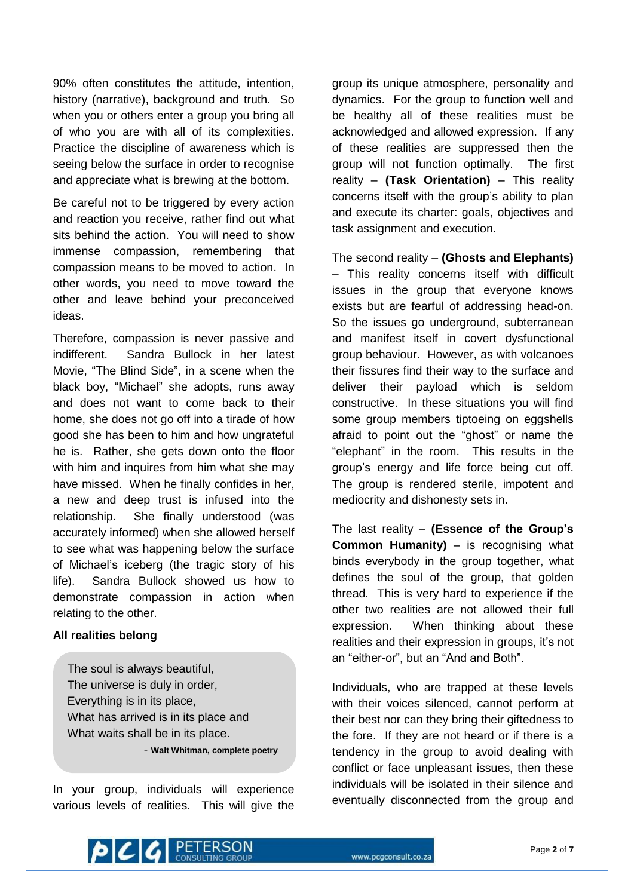90% often constitutes the attitude, intention, history (narrative), background and truth. So when you or others enter a group you bring all of who you are with all of its complexities. Practice the discipline of awareness which is seeing below the surface in order to recognise and appreciate what is brewing at the bottom.

Be careful not to be triggered by every action and reaction you receive, rather find out what sits behind the action. You will need to show immense compassion, remembering that compassion means to be moved to action. In other words, you need to move toward the other and leave behind your preconceived ideas.

Therefore, compassion is never passive and indifferent. Sandra Bullock in her latest Movie, "The Blind Side", in a scene when the black boy, "Michael" she adopts, runs away and does not want to come back to their home, she does not go off into a tirade of how good she has been to him and how ungrateful he is. Rather, she gets down onto the floor with him and inquires from him what she may have missed. When he finally confides in her, a new and deep trust is infused into the relationship. She finally understood (was accurately informed) when she allowed herself to see what was happening below the surface of Michael's iceberg (the tragic story of his life). Sandra Bullock showed us how to demonstrate compassion in action when relating to the other.

**All realities belong**

> The soul is always beautiful,
> The universe is duly in order,
> Everything is in its place,
> What has arrived is in its place and
> What waits shall be in its place.
>
> \- **Walt Whitman, complete poetry**

In your group, individuals will experience various levels of realities. This will give the group its unique atmosphere, personality and dynamics. For the group to function well and be healthy all of these realities must be acknowledged and allowed expression. If any of these realities are suppressed then the group will not function optimally. The first reality – **(Task Orientation)** – This reality concerns itself with the group's ability to plan and execute its charter: goals, objectives and task assignment and execution.

The second reality – **(Ghosts and Elephants)** – This reality concerns itself with difficult issues in the group that everyone knows exists but are fearful of addressing head-on. So the issues go underground, subterranean and manifest itself in covert dysfunctional group behaviour. However, as with volcanoes their fissures find their way to the surface and deliver their payload which is seldom constructive. In these situations you will find some group members tiptoeing on eggshells afraid to point out the "ghost" or name the "elephant" in the room. This results in the group's energy and life force being cut off. The group is rendered sterile, impotent and mediocrity and dishonesty sets in.

The last reality – **(Essence of the Group's Common Humanity)** – is recognising what binds everybody in the group together, what defines the soul of the group, that golden thread. This is very hard to experience if the other two realities are not allowed their full expression. When thinking about these realities and their expression in groups, it's not an "either-or", but an "And and Both".

Individuals, who are trapped at these levels with their voices silenced, cannot perform at their best nor can they bring their giftedness to the fore. If they are not heard or if there is a tendency in the group to avoid dealing with conflict or face unpleasant issues, then these individuals will be isolated in their silence and eventually disconnected from the group and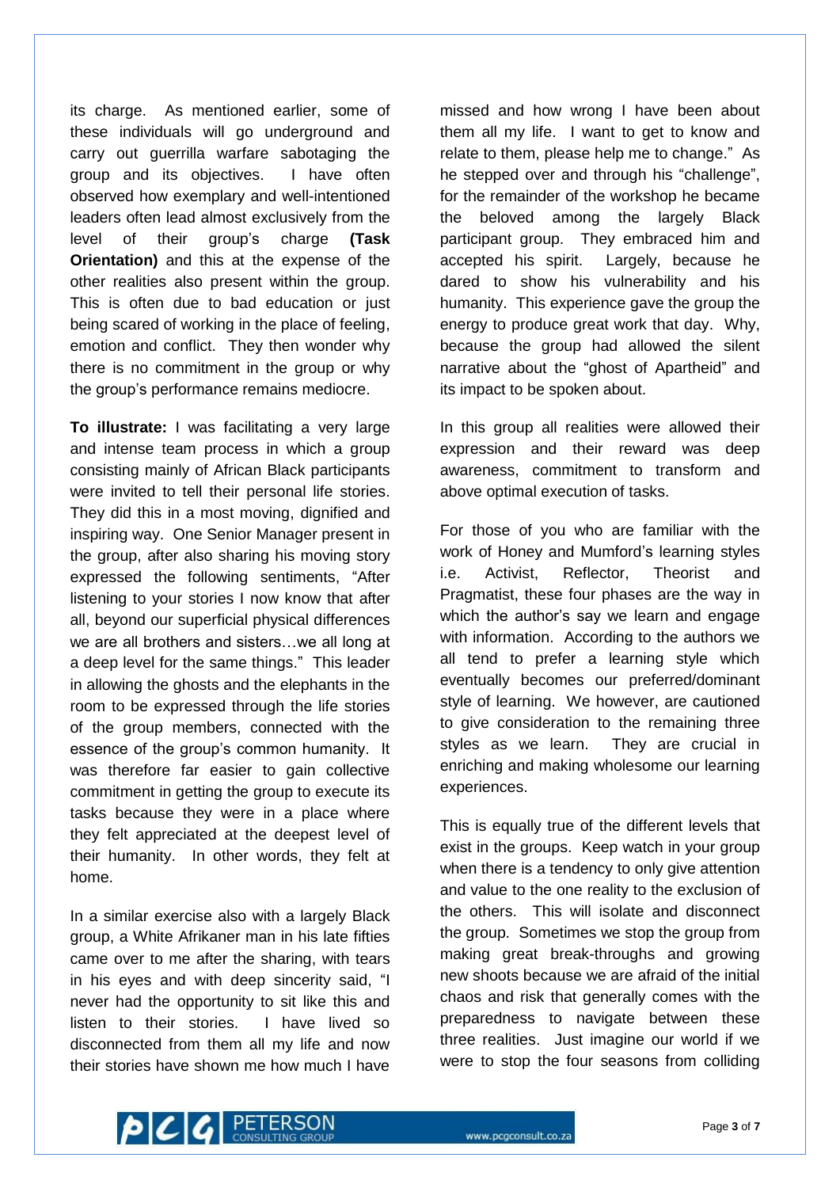its charge. As mentioned earlier, some of these individuals will go underground and carry out guerrilla warfare sabotaging the group and its objectives. I have often observed how exemplary and well-intentioned leaders often lead almost exclusively from the level of their group's charge **(Task Orientation)** and this at the expense of the other realities also present within the group. This is often due to bad education or just being scared of working in the place of feeling, emotion and conflict. They then wonder why there is no commitment in the group or why the group's performance remains mediocre.

**To illustrate:** I was facilitating a very large and intense team process in which a group consisting mainly of African Black participants were invited to tell their personal life stories. They did this in a most moving, dignified and inspiring way. One Senior Manager present in the group, after also sharing his moving story expressed the following sentiments, "After listening to your stories I now know that after all, beyond our superficial physical differences we are all brothers and sisters…we all long at a deep level for the same things." This leader in allowing the ghosts and the elephants in the room to be expressed through the life stories of the group members, connected with the essence of the group's common humanity. It was therefore far easier to gain collective commitment in getting the group to execute its tasks because they were in a place where they felt appreciated at the deepest level of their humanity. In other words, they felt at home.

In a similar exercise also with a largely Black group, a White Afrikaner man in his late fifties came over to me after the sharing, with tears in his eyes and with deep sincerity said, "I never had the opportunity to sit like this and listen to their stories. I have lived so disconnected from them all my life and now their stories have shown me how much I have missed and how wrong I have been about them all my life. I want to get to know and relate to them, please help me to change." As he stepped over and through his "challenge", for the remainder of the workshop he became the beloved among the largely Black participant group. They embraced him and accepted his spirit. Largely, because he dared to show his vulnerability and his humanity. This experience gave the group the energy to produce great work that day. Why, because the group had allowed the silent narrative about the "ghost of Apartheid" and its impact to be spoken about.

In this group all realities were allowed their expression and their reward was deep awareness, commitment to transform and above optimal execution of tasks.

For those of you who are familiar with the work of Honey and Mumford's learning styles i.e. Activist, Reflector, Theorist and Pragmatist, these four phases are the way in which the author's say we learn and engage with information. According to the authors we all tend to prefer a learning style which eventually becomes our preferred/dominant style of learning. We however, are cautioned to give consideration to the remaining three styles as we learn. They are crucial in enriching and making wholesome our learning experiences.

This is equally true of the different levels that exist in the groups. Keep watch in your group when there is a tendency to only give attention and value to the one reality to the exclusion of the others. This will isolate and disconnect the group. Sometimes we stop the group from making great break-throughs and growing new shoots because we are afraid of the initial chaos and risk that generally comes with the preparedness to navigate between these three realities. Just imagine our world if we were to stop the four seasons from colliding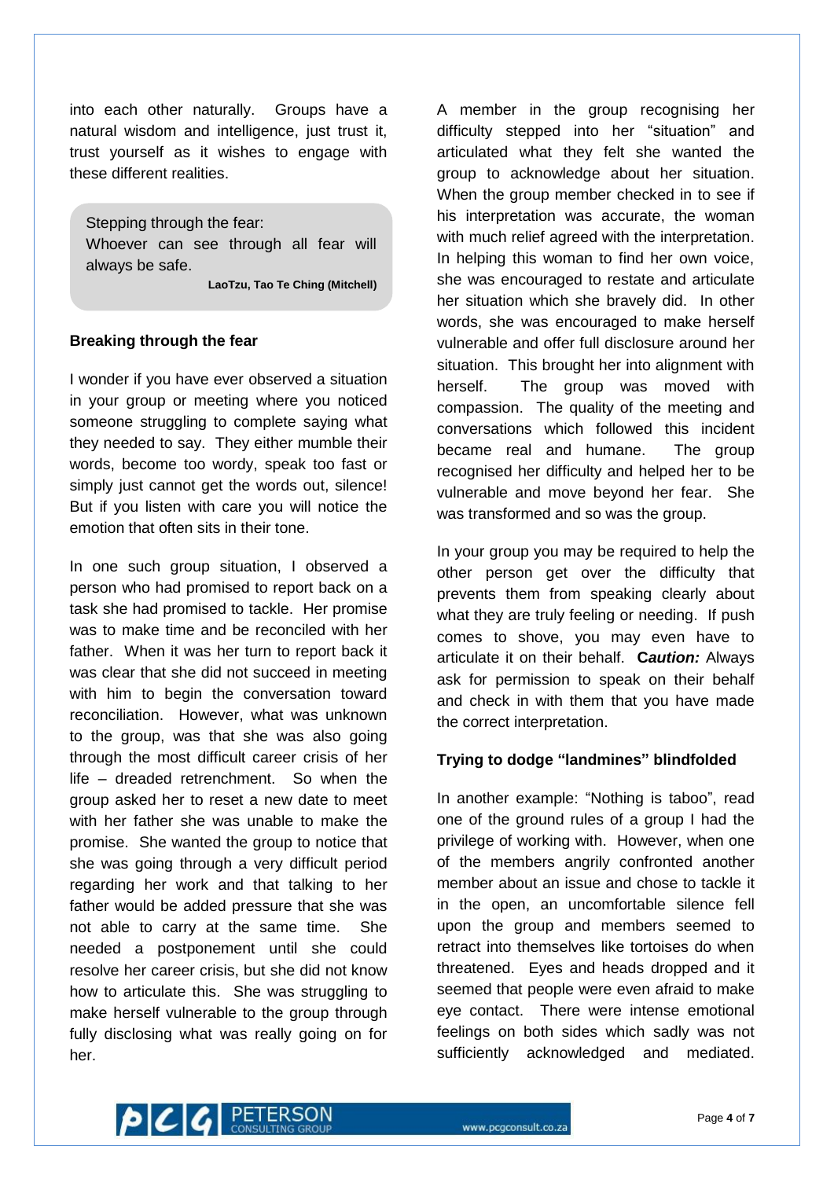into each other naturally. Groups have a natural wisdom and intelligence, just trust it, trust yourself as it wishes to engage with these different realities.

> Stepping through the fear:
> Whoever can see through all fear will always be safe.
>
> **LaoTzu, Tao Te Ching (Mitchell)**

**Breaking through the fear**

I wonder if you have ever observed a situation in your group or meeting where you noticed someone struggling to complete saying what they needed to say. They either mumble their words, become too wordy, speak too fast or simply just cannot get the words out, silence! But if you listen with care you will notice the emotion that often sits in their tone.

In one such group situation, I observed a person who had promised to report back on a task she had promised to tackle. Her promise was to make time and be reconciled with her father. When it was her turn to report back it was clear that she did not succeed in meeting with him to begin the conversation toward reconciliation. However, what was unknown to the group, was that she was also going through the most difficult career crisis of her life – dreaded retrenchment. So when the group asked her to reset a new date to meet with her father she was unable to make the promise. She wanted the group to notice that she was going through a very difficult period regarding her work and that talking to her father would be added pressure that she was not able to carry at the same time. She needed a postponement until she could resolve her career crisis, but she did not know how to articulate this. She was struggling to make herself vulnerable to the group through fully disclosing what was really going on for her.

A member in the group recognising her difficulty stepped into her "situation" and articulated what they felt she wanted the group to acknowledge about her situation. When the group member checked in to see if his interpretation was accurate, the woman with much relief agreed with the interpretation. In helping this woman to find her own voice, she was encouraged to restate and articulate her situation which she bravely did. In other words, she was encouraged to make herself vulnerable and offer full disclosure around her situation. This brought her into alignment with herself. The group was moved with compassion. The quality of the meeting and conversations which followed this incident became real and humane. The group recognised her difficulty and helped her to be vulnerable and move beyond her fear. She was transformed and so was the group.

In your group you may be required to help the other person get over the difficulty that prevents them from speaking clearly about what they are truly feeling or needing. If push comes to shove, you may even have to articulate it on their behalf. **C*aution:*** Always ask for permission to speak on their behalf and check in with them that you have made the correct interpretation.

**Trying to dodge "landmines" blindfolded**

In another example: "Nothing is taboo", read one of the ground rules of a group I had the privilege of working with. However, when one of the members angrily confronted another member about an issue and chose to tackle it in the open, an uncomfortable silence fell upon the group and members seemed to retract into themselves like tortoises do when threatened. Eyes and heads dropped and it seemed that people were even afraid to make eye contact. There were intense emotional feelings on both sides which sadly was not sufficiently acknowledged and mediated.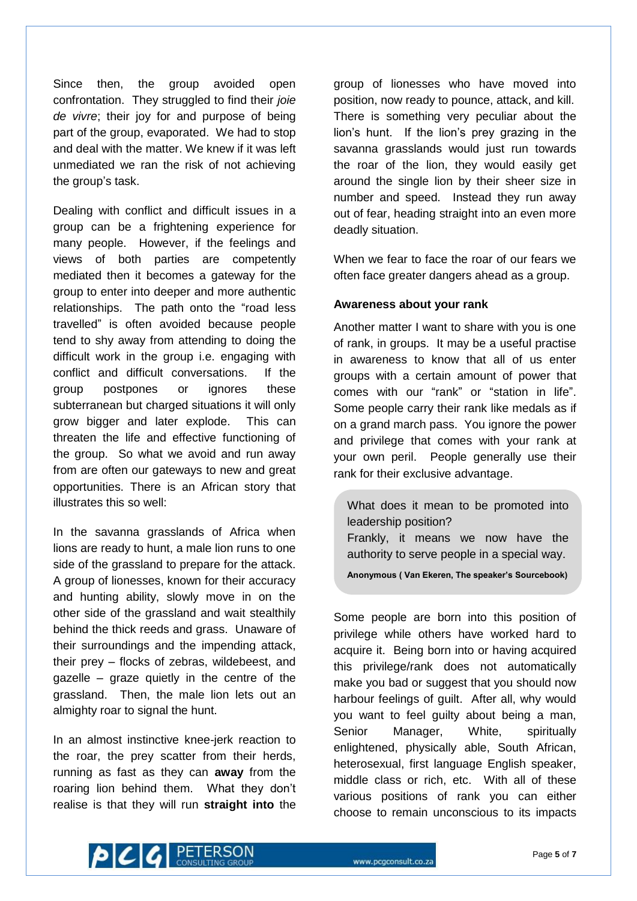Since then, the group avoided open confrontation. They struggled to find their *joie de vivre*; their joy for and purpose of being part of the group, evaporated. We had to stop and deal with the matter. We knew if it was left unmediated we ran the risk of not achieving the group's task.

Dealing with conflict and difficult issues in a group can be a frightening experience for many people. However, if the feelings and views of both parties are competently mediated then it becomes a gateway for the group to enter into deeper and more authentic relationships. The path onto the "road less travelled" is often avoided because people tend to shy away from attending to doing the difficult work in the group i.e. engaging with conflict and difficult conversations. If the group postpones or ignores these subterranean but charged situations it will only grow bigger and later explode. This can threaten the life and effective functioning of the group. So what we avoid and run away from are often our gateways to new and great opportunities. There is an African story that illustrates this so well:

In the savanna grasslands of Africa when lions are ready to hunt, a male lion runs to one side of the grassland to prepare for the attack. A group of lionesses, known for their accuracy and hunting ability, slowly move in on the other side of the grassland and wait stealthily behind the thick reeds and grass. Unaware of their surroundings and the impending attack, their prey – flocks of zebras, wildebeest, and gazelle – graze quietly in the centre of the grassland. Then, the male lion lets out an almighty roar to signal the hunt.

In an almost instinctive knee-jerk reaction to the roar, the prey scatter from their herds, running as fast as they can **away** from the roaring lion behind them. What they don't realise is that they will run **straight into** the group of lionesses who have moved into position, now ready to pounce, attack, and kill. There is something very peculiar about the lion's hunt. If the lion's prey grazing in the savanna grasslands would just run towards the roar of the lion, they would easily get around the single lion by their sheer size in number and speed. Instead they run away out of fear, heading straight into an even more deadly situation.

When we fear to face the roar of our fears we often face greater dangers ahead as a group.

**Awareness about your rank**

Another matter I want to share with you is one of rank, in groups. It may be a useful practise in awareness to know that all of us enter groups with a certain amount of power that comes with our "rank" or "station in life". Some people carry their rank like medals as if on a grand march pass. You ignore the power and privilege that comes with your rank at your own peril. People generally use their rank for their exclusive advantage.

> What does it mean to be promoted into leadership position?
> Frankly, it means we now have the authority to serve people in a special way.
>
> **Anonymous ( Van Ekeren, The speaker's Sourcebook)**

Some people are born into this position of privilege while others have worked hard to acquire it. Being born into or having acquired this privilege/rank does not automatically make you bad or suggest that you should now harbour feelings of guilt. After all, why would you want to feel guilty about being a man, Senior Manager, White, spiritually enlightened, physically able, South African, heterosexual, first language English speaker, middle class or rich, etc. With all of these various positions of rank you can either choose to remain unconscious to its impacts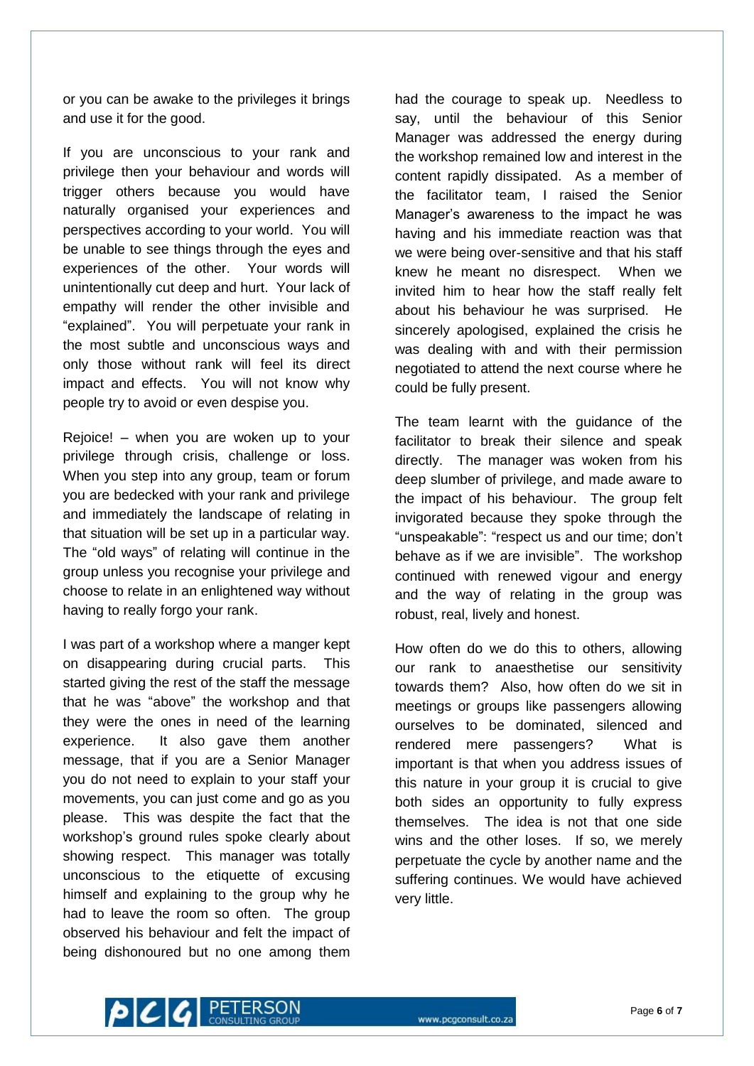or you can be awake to the privileges it brings and use it for the good.

If you are unconscious to your rank and privilege then your behaviour and words will trigger others because you would have naturally organised your experiences and perspectives according to your world. You will be unable to see things through the eyes and experiences of the other. Your words will unintentionally cut deep and hurt. Your lack of empathy will render the other invisible and "explained". You will perpetuate your rank in the most subtle and unconscious ways and only those without rank will feel its direct impact and effects. You will not know why people try to avoid or even despise you.

Rejoice! – when you are woken up to your privilege through crisis, challenge or loss. When you step into any group, team or forum you are bedecked with your rank and privilege and immediately the landscape of relating in that situation will be set up in a particular way. The "old ways" of relating will continue in the group unless you recognise your privilege and choose to relate in an enlightened way without having to really forgo your rank.

I was part of a workshop where a manger kept on disappearing during crucial parts. This started giving the rest of the staff the message that he was "above" the workshop and that they were the ones in need of the learning experience. It also gave them another message, that if you are a Senior Manager you do not need to explain to your staff your movements, you can just come and go as you please. This was despite the fact that the workshop's ground rules spoke clearly about showing respect. This manager was totally unconscious to the etiquette of excusing himself and explaining to the group why he had to leave the room so often. The group observed his behaviour and felt the impact of being dishonoured but no one among them had the courage to speak up. Needless to say, until the behaviour of this Senior Manager was addressed the energy during the workshop remained low and interest in the content rapidly dissipated. As a member of the facilitator team, I raised the Senior Manager's awareness to the impact he was having and his immediate reaction was that we were being over-sensitive and that his staff knew he meant no disrespect. When we invited him to hear how the staff really felt about his behaviour he was surprised. He sincerely apologised, explained the crisis he was dealing with and with their permission negotiated to attend the next course where he could be fully present.

The team learnt with the guidance of the facilitator to break their silence and speak directly. The manager was woken from his deep slumber of privilege, and made aware to the impact of his behaviour. The group felt invigorated because they spoke through the "unspeakable": "respect us and our time; don't behave as if we are invisible". The workshop continued with renewed vigour and energy and the way of relating in the group was robust, real, lively and honest.

How often do we do this to others, allowing our rank to anaesthetise our sensitivity towards them? Also, how often do we sit in meetings or groups like passengers allowing ourselves to be dominated, silenced and rendered mere passengers? What is important is that when you address issues of this nature in your group it is crucial to give both sides an opportunity to fully express themselves. The idea is not that one side wins and the other loses. If so, we merely perpetuate the cycle by another name and the suffering continues. We would have achieved very little.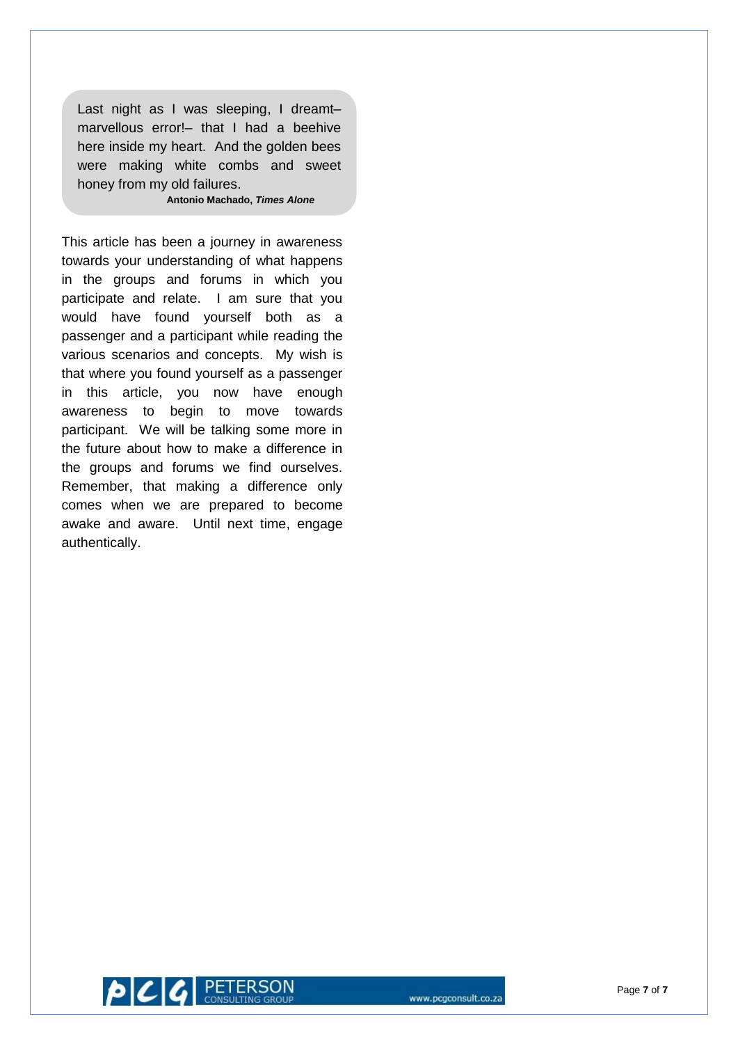> Last night as I was sleeping, I dreamt– marvellous error!– that I had a beehive here inside my heart. And the golden bees were making white combs and sweet honey from my old failures.
>
> **Antonio Machado, *Times Alone***

This article has been a journey in awareness towards your understanding of what happens in the groups and forums in which you participate and relate. I am sure that you would have found yourself both as a passenger and a participant while reading the various scenarios and concepts. My wish is that where you found yourself as a passenger in this article, you now have enough awareness to begin to move towards participant. We will be talking some more in the future about how to make a difference in the groups and forums we find ourselves. Remember, that making a difference only comes when we are prepared to become awake and aware. Until next time, engage authentically.